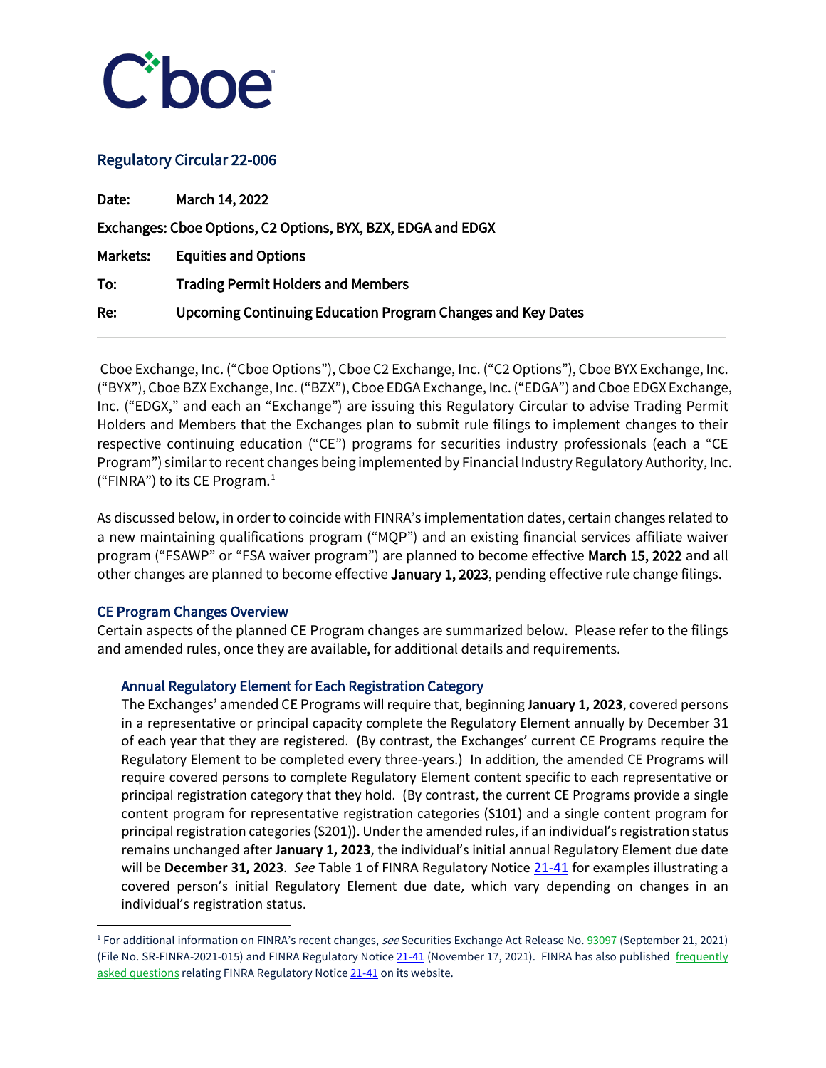Cboe

## Regulatory Circular 22-006

**Date:** March 14, 2022

**Exchanges:** Cboe Options, C2 Options, BYX, BZX, EDGA and EDGX

**Markets:** Equities and Options

**To:** Trading Permit Holders and Members

**Re:** Upcoming Continuing Education Program Changes and Key Dates

---

Cboe Exchange, Inc. ("Cboe Options"), Cboe C2 Exchange, Inc. ("C2 Options"), Cboe BYX Exchange, Inc. ("BYX"), Cboe BZX Exchange, Inc. ("BZX"), Cboe EDGA Exchange, Inc. ("EDGA") and Cboe EDGX Exchange, Inc. ("EDGX," and each an "Exchange") are issuing this Regulatory Circular to advise Trading Permit Holders and Members that the Exchanges plan to submit rule filings to implement changes to their respective continuing education ("CE") programs for securities industry professionals (each a "CE Program") similar to recent changes being implemented by Financial Industry Regulatory Authority, Inc. ("FINRA") to its CE Program.[1]

As discussed below, in order to coincide with FINRA's implementation dates, certain changes related to a new maintaining qualifications program ("MQP") and an existing financial services affiliate waiver program ("FSAWP" or "FSA waiver program") are planned to become effective **March 15, 2022** and all other changes are planned to become effective **January 1, 2023**, pending effective rule change filings.

### CE Program Changes Overview

Certain aspects of the planned CE Program changes are summarized below. Please refer to the filings and amended rules, once they are available, for additional details and requirements.

#### Annual Regulatory Element for Each Registration Category

The Exchanges' amended CE Programs will require that, beginning **January 1, 2023**, covered persons in a representative or principal capacity complete the Regulatory Element annually by December 31 of each year that they are registered. (By contrast, the Exchanges' current CE Programs require the Regulatory Element to be completed every three-years.) In addition, the amended CE Programs will require covered persons to complete Regulatory Element content specific to each representative or principal registration category that they hold. (By contrast, the current CE Programs provide a single content program for representative registration categories (S101) and a single content program for principal registration categories (S201)). Under the amended rules, if an individual's registration status remains unchanged after **January 1, 2023**, the individual's initial annual Regulatory Element due date will be **December 31, 2023**. *See* Table 1 of FINRA Regulatory Notice 21-41 for examples illustrating a covered person's initial Regulatory Element due date, which vary depending on changes in an individual's registration status.

---

[1] For additional information on FINRA's recent changes, *see* Securities Exchange Act Release No. 93097 (September 21, 2021) (File No. SR-FINRA-2021-015) and FINRA Regulatory Notice 21-41 (November 17, 2021). FINRA has also published frequently asked questions relating FINRA Regulatory Notice 21-41 on its website.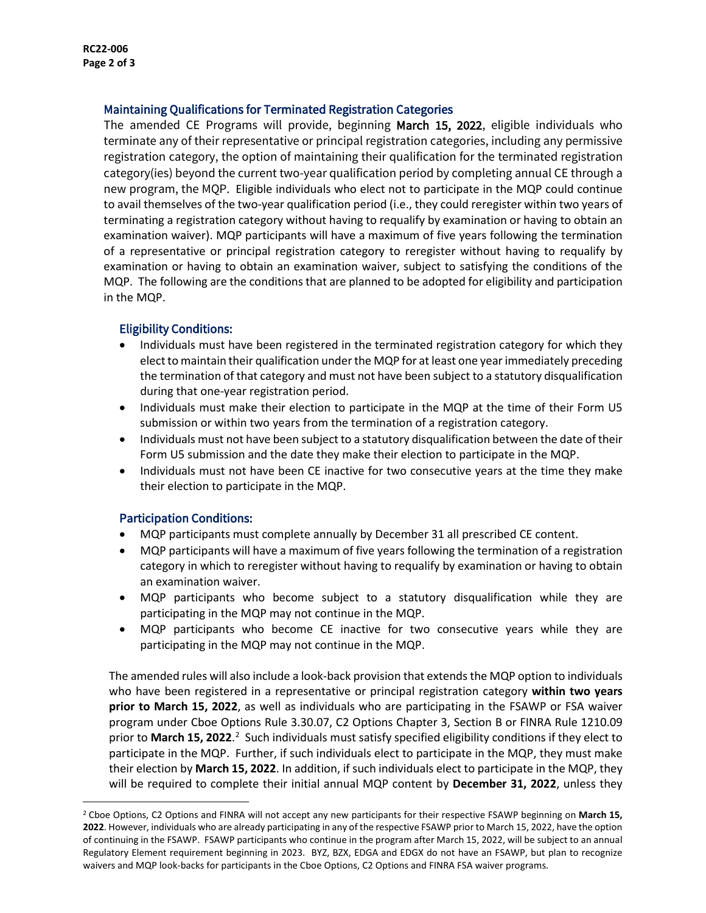## Maintaining Qualifications for Terminated Registration Categories

The amended CE Programs will provide, beginning March 15, 2022, eligible individuals who terminate any of their representative or principal registration categories, including any permissive registration category, the option of maintaining their qualification for the terminated registration category(ies) beyond the current two-year qualification period by completing annual CE through a new program, the MQP. Eligible individuals who elect not to participate in the MQP could continue to avail themselves of the two-year qualification period (i.e., they could reregister within two years of terminating a registration category without having to requalify by examination or having to obtain an examination waiver). MQP participants will have a maximum of five years following the termination of a representative or principal registration category to reregister without having to requalify by examination or having to obtain an examination waiver, subject to satisfying the conditions of the MQP. The following are the conditions that are planned to be adopted for eligibility and participation in the MQP.

### Eligibility Conditions:

- Individuals must have been registered in the terminated registration category for which they elect to maintain their qualification under the MQP for at least one year immediately preceding the termination of that category and must not have been subject to a statutory disqualification during that one-year registration period.
- Individuals must make their election to participate in the MQP at the time of their Form U5 submission or within two years from the termination of a registration category.
- Individuals must not have been subject to a statutory disqualification between the date of their Form U5 submission and the date they make their election to participate in the MQP.
- Individuals must not have been CE inactive for two consecutive years at the time they make their election to participate in the MQP.

### Participation Conditions:

- MQP participants must complete annually by December 31 all prescribed CE content.
- MQP participants will have a maximum of five years following the termination of a registration category in which to reregister without having to requalify by examination or having to obtain an examination waiver.
- MQP participants who become subject to a statutory disqualification while they are participating in the MQP may not continue in the MQP.
- MQP participants who become CE inactive for two consecutive years while they are participating in the MQP may not continue in the MQP.

The amended rules will also include a look-back provision that extends the MQP option to individuals who have been registered in a representative or principal registration category **within two years prior to March 15, 2022**, as well as individuals who are participating in the FSAWP or FSA waiver program under Cboe Options Rule 3.30.07, C2 Options Chapter 3, Section B or FINRA Rule 1210.09 prior to **March 15, 2022**.[2] Such individuals must satisfy specified eligibility conditions if they elect to participate in the MQP. Further, if such individuals elect to participate in the MQP, they must make their election by **March 15, 2022**. In addition, if such individuals elect to participate in the MQP, they will be required to complete their initial annual MQP content by **December 31, 2022**, unless they

[2] Cboe Options, C2 Options and FINRA will not accept any new participants for their respective FSAWP beginning on **March 15, 2022**. However, individuals who are already participating in any of the respective FSAWP prior to March 15, 2022, have the option of continuing in the FSAWP. FSAWP participants who continue in the program after March 15, 2022, will be subject to an annual Regulatory Element requirement beginning in 2023. BYZ, BZX, EDGA and EDGX do not have an FSAWP, but plan to recognize waivers and MQP look-backs for participants in the Cboe Options, C2 Options and FINRA FSA waiver programs.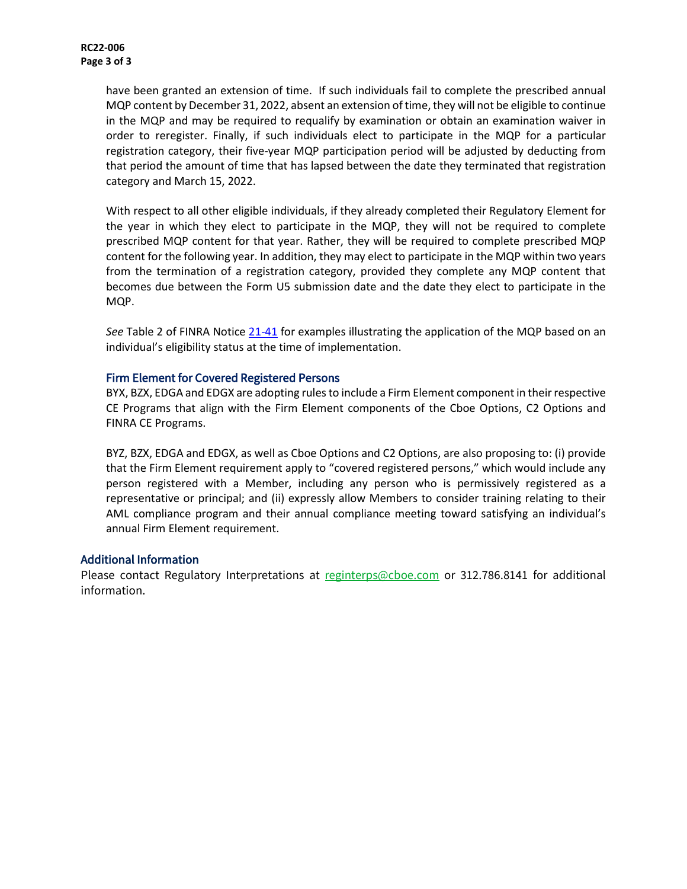have been granted an extension of time. If such individuals fail to complete the prescribed annual MQP content by December 31, 2022, absent an extension of time, they will not be eligible to continue in the MQP and may be required to requalify by examination or obtain an examination waiver in order to reregister. Finally, if such individuals elect to participate in the MQP for a particular registration category, their five-year MQP participation period will be adjusted by deducting from that period the amount of time that has lapsed between the date they terminated that registration category and March 15, 2022.

With respect to all other eligible individuals, if they already completed their Regulatory Element for the year in which they elect to participate in the MQP, they will not be required to complete prescribed MQP content for that year. Rather, they will be required to complete prescribed MQP content for the following year. In addition, they may elect to participate in the MQP within two years from the termination of a registration category, provided they complete any MQP content that becomes due between the Form U5 submission date and the date they elect to participate in the MQP.

*See* Table 2 of FINRA Notice [21-41](21-41) for examples illustrating the application of the MQP based on an individual's eligibility status at the time of implementation.

### Firm Element for Covered Registered Persons

BYX, BZX, EDGA and EDGX are adopting rules to include a Firm Element component in their respective CE Programs that align with the Firm Element components of the Cboe Options, C2 Options and FINRA CE Programs.

BYZ, BZX, EDGA and EDGX, as well as Cboe Options and C2 Options, are also proposing to: (i) provide that the Firm Element requirement apply to "covered registered persons," which would include any person registered with a Member, including any person who is permissively registered as a representative or principal; and (ii) expressly allow Members to consider training relating to their AML compliance program and their annual compliance meeting toward satisfying an individual's annual Firm Element requirement.

## Additional Information

Please contact Regulatory Interpretations at reginterps@cboe.com or 312.786.8141 for additional information.